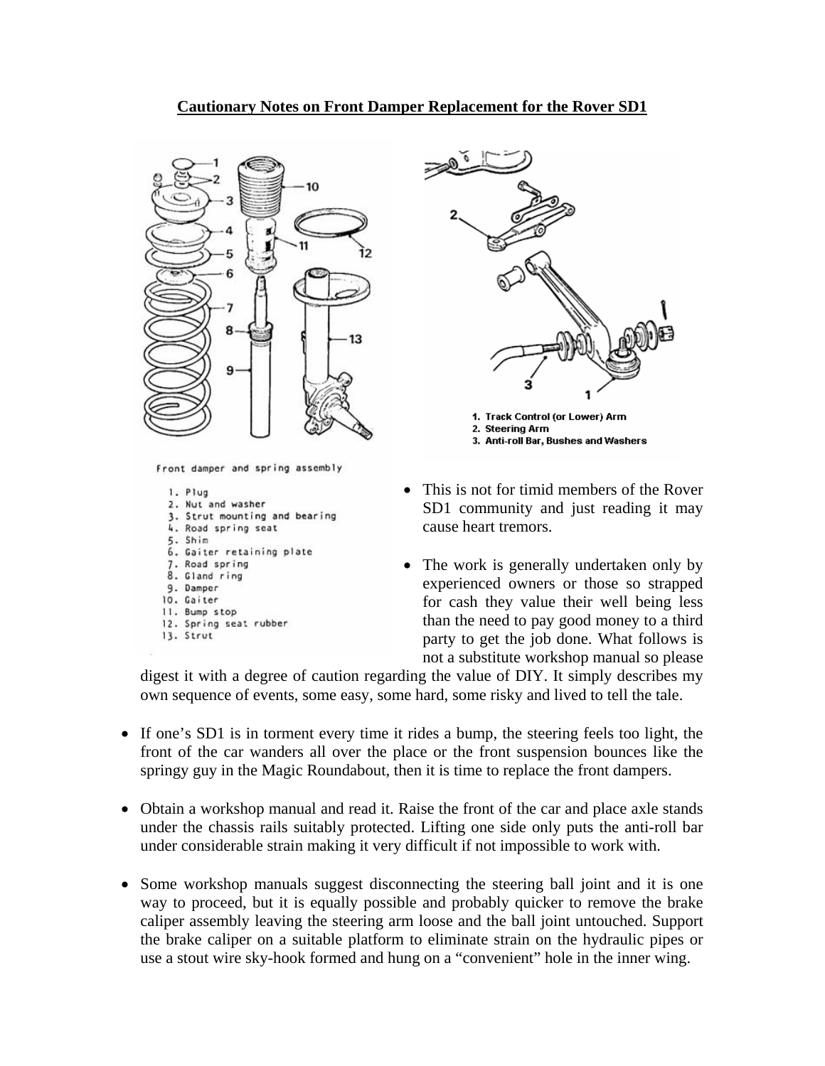# Cautionary Notes on Front Damper Replacement for the Rover SD1

Front damper and spring assembly

1. Plug
2. Nut and washer
3. Strut mounting and bearing
4. Road spring seat
5. Shim
6. Gaiter retaining plate
7. Road spring
8. Gland ring
9. Damper
10. Gaiter
11. Bump stop
12. Spring seat rubber
13. Strut

1. Track Control (or Lower) Arm
2. Steering Arm
3. Anti-roll Bar, Bushes and Washers

- This is not for timid members of the Rover SD1 community and just reading it may cause heart tremors.

- The work is generally undertaken only by experienced owners or those so strapped for cash they value their well being less than the need to pay good money to a third party to get the job done. What follows is not a substitute workshop manual so please digest it with a degree of caution regarding the value of DIY. It simply describes my own sequence of events, some easy, some hard, some risky and lived to tell the tale.

- If one's SD1 is in torment every time it rides a bump, the steering feels too light, the front of the car wanders all over the place or the front suspension bounces like the springy guy in the Magic Roundabout, then it is time to replace the front dampers.

- Obtain a workshop manual and read it. Raise the front of the car and place axle stands under the chassis rails suitably protected. Lifting one side only puts the anti-roll bar under considerable strain making it very difficult if not impossible to work with.

- Some workshop manuals suggest disconnecting the steering ball joint and it is one way to proceed, but it is equally possible and probably quicker to remove the brake caliper assembly leaving the steering arm loose and the ball joint untouched. Support the brake caliper on a suitable platform to eliminate strain on the hydraulic pipes or use a stout wire sky-hook formed and hung on a "convenient" hole in the inner wing.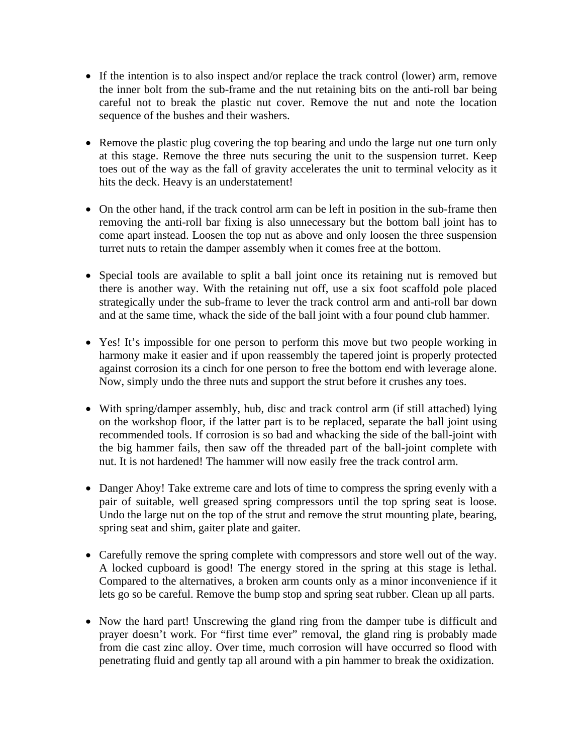- If the intention is to also inspect and/or replace the track control (lower) arm, remove the inner bolt from the sub-frame and the nut retaining bits on the anti-roll bar being careful not to break the plastic nut cover. Remove the nut and note the location sequence of the bushes and their washers.

- Remove the plastic plug covering the top bearing and undo the large nut one turn only at this stage. Remove the three nuts securing the unit to the suspension turret. Keep toes out of the way as the fall of gravity accelerates the unit to terminal velocity as it hits the deck. Heavy is an understatement!

- On the other hand, if the track control arm can be left in position in the sub-frame then removing the anti-roll bar fixing is also unnecessary but the bottom ball joint has to come apart instead. Loosen the top nut as above and only loosen the three suspension turret nuts to retain the damper assembly when it comes free at the bottom.

- Special tools are available to split a ball joint once its retaining nut is removed but there is another way. With the retaining nut off, use a six foot scaffold pole placed strategically under the sub-frame to lever the track control arm and anti-roll bar down and at the same time, whack the side of the ball joint with a four pound club hammer.

- Yes! It's impossible for one person to perform this move but two people working in harmony make it easier and if upon reassembly the tapered joint is properly protected against corrosion its a cinch for one person to free the bottom end with leverage alone. Now, simply undo the three nuts and support the strut before it crushes any toes.

- With spring/damper assembly, hub, disc and track control arm (if still attached) lying on the workshop floor, if the latter part is to be replaced, separate the ball joint using recommended tools. If corrosion is so bad and whacking the side of the ball-joint with the big hammer fails, then saw off the threaded part of the ball-joint complete with nut. It is not hardened! The hammer will now easily free the track control arm.

- Danger Ahoy! Take extreme care and lots of time to compress the spring evenly with a pair of suitable, well greased spring compressors until the top spring seat is loose. Undo the large nut on the top of the strut and remove the strut mounting plate, bearing, spring seat and shim, gaiter plate and gaiter.

- Carefully remove the spring complete with compressors and store well out of the way. A locked cupboard is good! The energy stored in the spring at this stage is lethal. Compared to the alternatives, a broken arm counts only as a minor inconvenience if it lets go so be careful. Remove the bump stop and spring seat rubber. Clean up all parts.

- Now the hard part! Unscrewing the gland ring from the damper tube is difficult and prayer doesn't work. For "first time ever" removal, the gland ring is probably made from die cast zinc alloy. Over time, much corrosion will have occurred so flood with penetrating fluid and gently tap all around with a pin hammer to break the oxidization.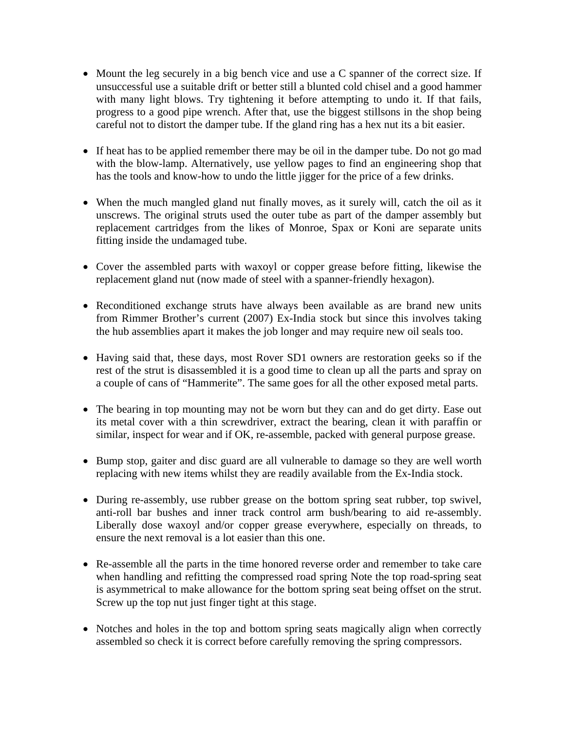- Mount the leg securely in a big bench vice and use a C spanner of the correct size. If unsuccessful use a suitable drift or better still a blunted cold chisel and a good hammer with many light blows. Try tightening it before attempting to undo it. If that fails, progress to a good pipe wrench. After that, use the biggest stillsons in the shop being careful not to distort the damper tube. If the gland ring has a hex nut its a bit easier.

- If heat has to be applied remember there may be oil in the damper tube. Do not go mad with the blow-lamp. Alternatively, use yellow pages to find an engineering shop that has the tools and know-how to undo the little jigger for the price of a few drinks.

- When the much mangled gland nut finally moves, as it surely will, catch the oil as it unscrews. The original struts used the outer tube as part of the damper assembly but replacement cartridges from the likes of Monroe, Spax or Koni are separate units fitting inside the undamaged tube.

- Cover the assembled parts with waxoyl or copper grease before fitting, likewise the replacement gland nut (now made of steel with a spanner-friendly hexagon).

- Reconditioned exchange struts have always been available as are brand new units from Rimmer Brother's current (2007) Ex-India stock but since this involves taking the hub assemblies apart it makes the job longer and may require new oil seals too.

- Having said that, these days, most Rover SD1 owners are restoration geeks so if the rest of the strut is disassembled it is a good time to clean up all the parts and spray on a couple of cans of "Hammerite". The same goes for all the other exposed metal parts.

- The bearing in top mounting may not be worn but they can and do get dirty. Ease out its metal cover with a thin screwdriver, extract the bearing, clean it with paraffin or similar, inspect for wear and if OK, re-assemble, packed with general purpose grease.

- Bump stop, gaiter and disc guard are all vulnerable to damage so they are well worth replacing with new items whilst they are readily available from the Ex-India stock.

- During re-assembly, use rubber grease on the bottom spring seat rubber, top swivel, anti-roll bar bushes and inner track control arm bush/bearing to aid re-assembly. Liberally dose waxoyl and/or copper grease everywhere, especially on threads, to ensure the next removal is a lot easier than this one.

- Re-assemble all the parts in the time honored reverse order and remember to take care when handling and refitting the compressed road spring Note the top road-spring seat is asymmetrical to make allowance for the bottom spring seat being offset on the strut. Screw up the top nut just finger tight at this stage.

- Notches and holes in the top and bottom spring seats magically align when correctly assembled so check it is correct before carefully removing the spring compressors.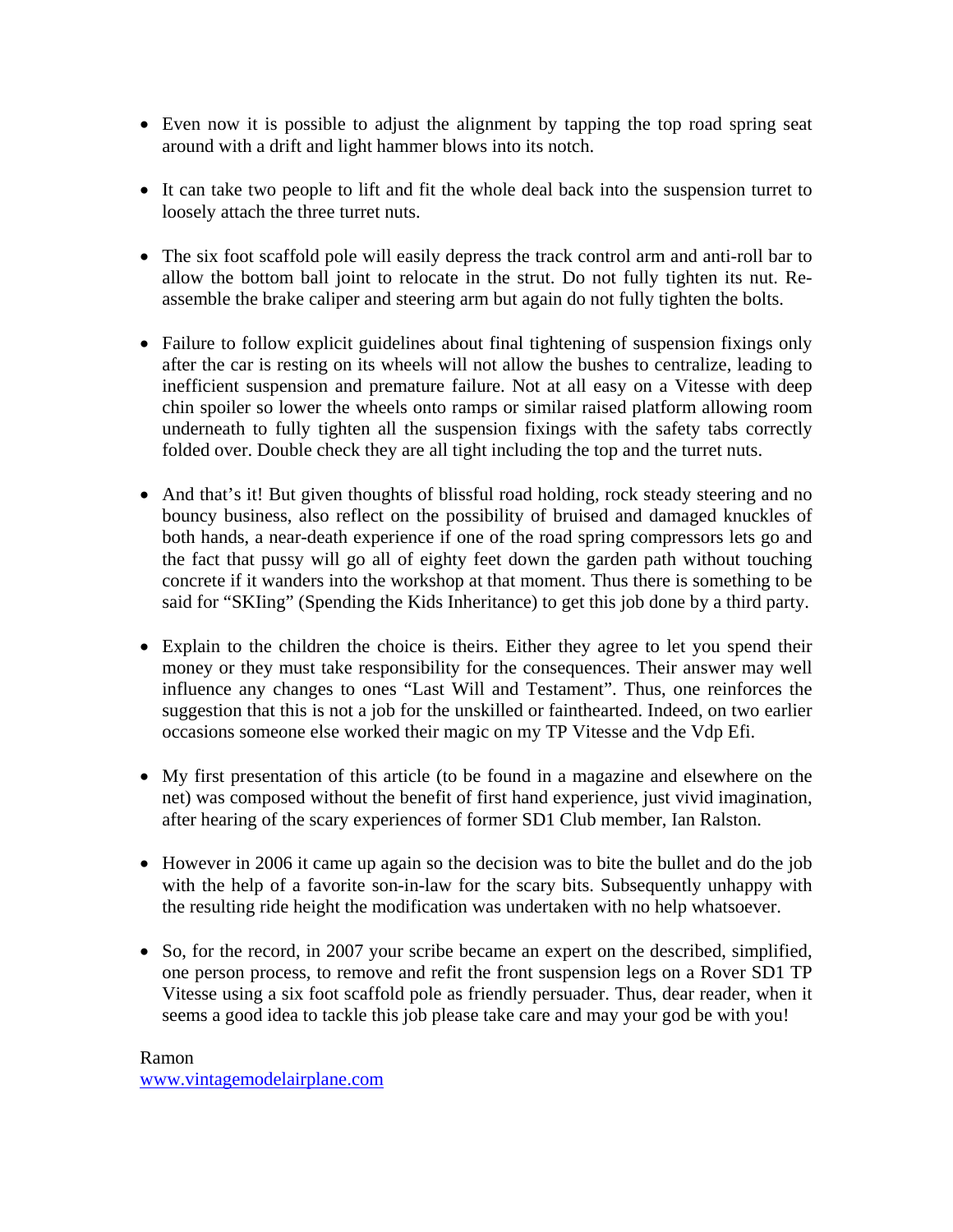- Even now it is possible to adjust the alignment by tapping the top road spring seat around with a drift and light hammer blows into its notch.

- It can take two people to lift and fit the whole deal back into the suspension turret to loosely attach the three turret nuts.

- The six foot scaffold pole will easily depress the track control arm and anti-roll bar to allow the bottom ball joint to relocate in the strut. Do not fully tighten its nut. Re-assemble the brake caliper and steering arm but again do not fully tighten the bolts.

- Failure to follow explicit guidelines about final tightening of suspension fixings only after the car is resting on its wheels will not allow the bushes to centralize, leading to inefficient suspension and premature failure. Not at all easy on a Vitesse with deep chin spoiler so lower the wheels onto ramps or similar raised platform allowing room underneath to fully tighten all the suspension fixings with the safety tabs correctly folded over. Double check they are all tight including the top and the turret nuts.

- And that's it! But given thoughts of blissful road holding, rock steady steering and no bouncy business, also reflect on the possibility of bruised and damaged knuckles of both hands, a near-death experience if one of the road spring compressors lets go and the fact that pussy will go all of eighty feet down the garden path without touching concrete if it wanders into the workshop at that moment. Thus there is something to be said for "SKIing" (Spending the Kids Inheritance) to get this job done by a third party.

- Explain to the children the choice is theirs. Either they agree to let you spend their money or they must take responsibility for the consequences. Their answer may well influence any changes to ones "Last Will and Testament". Thus, one reinforces the suggestion that this is not a job for the unskilled or fainthearted. Indeed, on two earlier occasions someone else worked their magic on my TP Vitesse and the Vdp Efi.

- My first presentation of this article (to be found in a magazine and elsewhere on the net) was composed without the benefit of first hand experience, just vivid imagination, after hearing of the scary experiences of former SD1 Club member, Ian Ralston.

- However in 2006 it came up again so the decision was to bite the bullet and do the job with the help of a favorite son-in-law for the scary bits. Subsequently unhappy with the resulting ride height the modification was undertaken with no help whatsoever.

- So, for the record, in 2007 your scribe became an expert on the described, simplified, one person process, to remove and refit the front suspension legs on a Rover SD1 TP Vitesse using a six foot scaffold pole as friendly persuader. Thus, dear reader, when it seems a good idea to tackle this job please take care and may your god be with you!

Ramon
www.vintagemodelairplane.com